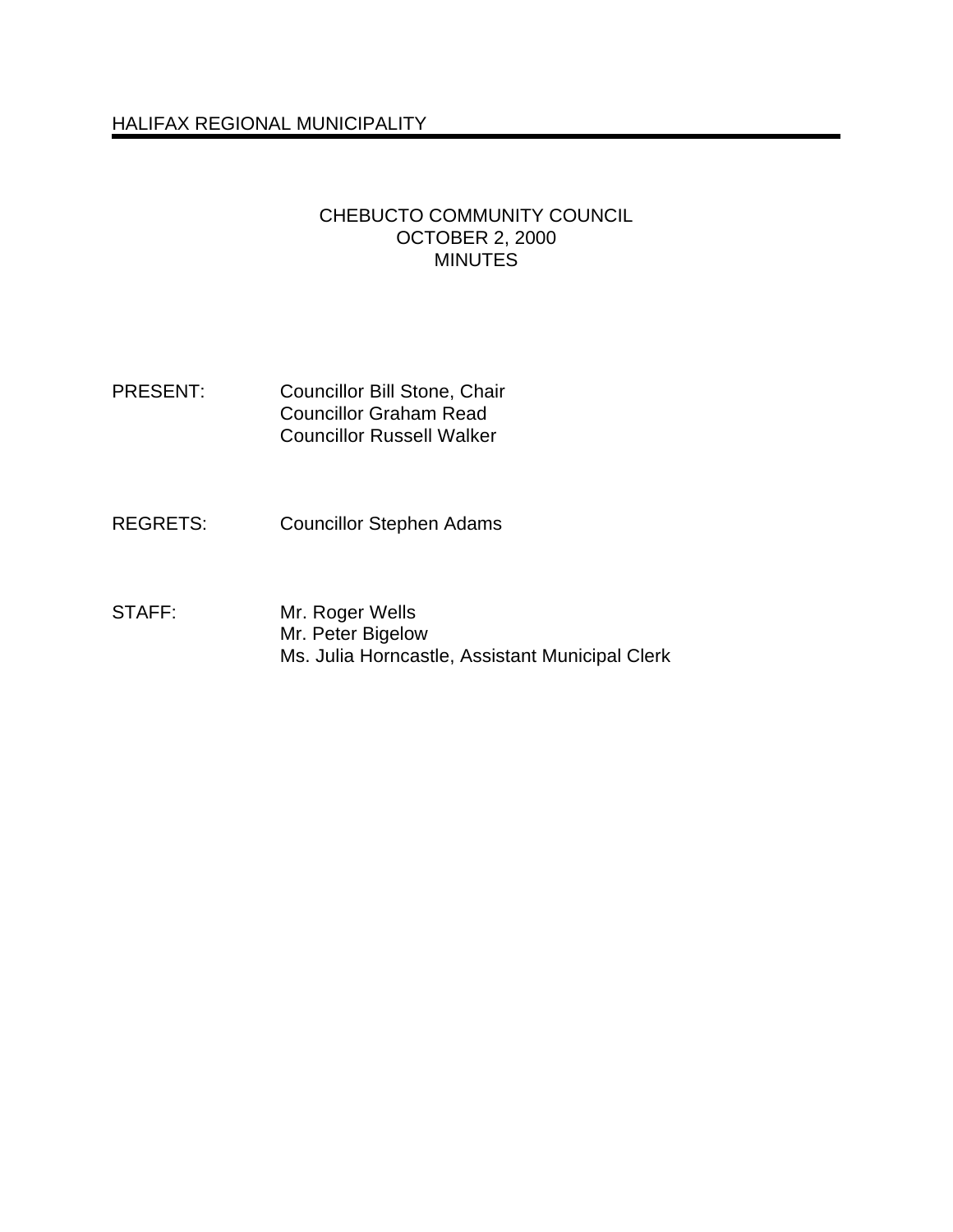HALIFAX REGIONAL MUNICIPALITY

# CHEBUCTO COMMUNITY COUNCIL
## OCTOBER 2, 2000
## MINUTES

PRESENT: Councillor Bill Stone, Chair
Councillor Graham Read
Councillor Russell Walker

REGRETS: Councillor Stephen Adams

STAFF: Mr. Roger Wells
Mr. Peter Bigelow
Ms. Julia Horncastle, Assistant Municipal Clerk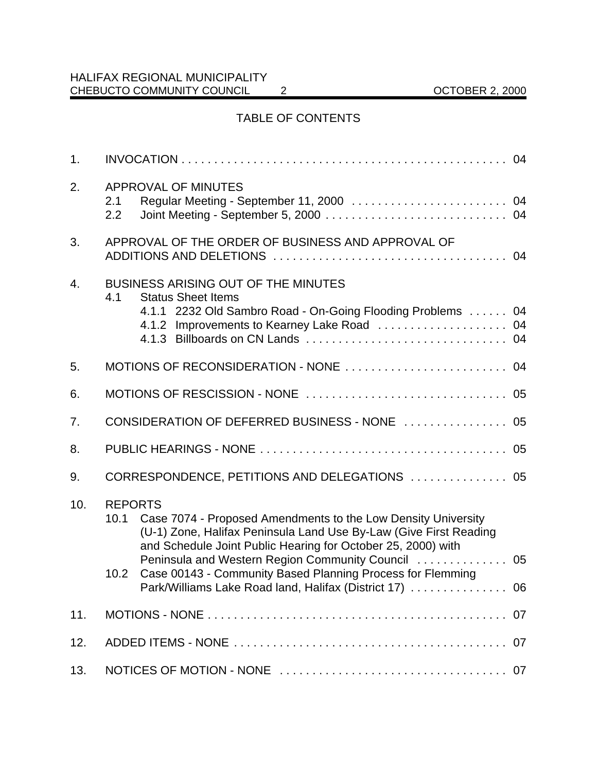## TABLE OF CONTENTS

1. INVOCATION . . . . . . . . . . . . . . . . . . . . . . . . . . . . . . . . . . . . . . . . . . . . . . . . . . . 04

2. APPROVAL OF MINUTES
   - 2.1 Regular Meeting - September 11, 2000 . . . . . . . . . . . . . . . . . . . . . . . . . 04
   - 2.2 Joint Meeting - September 5, 2000 . . . . . . . . . . . . . . . . . . . . . . . . . . . . 04

3. APPROVAL OF THE ORDER OF BUSINESS AND APPROVAL OF ADDITIONS AND DELETIONS . . . . . . . . . . . . . . . . . . . . . . . . . . . . . . . . . . . . 04

4. BUSINESS ARISING OUT OF THE MINUTES
   - 4.1 Status Sheet Items
     - 4.1.1 2232 Old Sambro Road - On-Going Flooding Problems . . . . . . 04
     - 4.1.2 Improvements to Kearney Lake Road . . . . . . . . . . . . . . . . . . . . 04
     - 4.1.3 Billboards on CN Lands . . . . . . . . . . . . . . . . . . . . . . . . . . . . . . . 04

5. MOTIONS OF RECONSIDERATION - NONE . . . . . . . . . . . . . . . . . . . . . . . . . 04

6. MOTIONS OF RESCISSION - NONE . . . . . . . . . . . . . . . . . . . . . . . . . . . . . . . 05

7. CONSIDERATION OF DEFERRED BUSINESS - NONE . . . . . . . . . . . . . . . . 05

8. PUBLIC HEARINGS - NONE . . . . . . . . . . . . . . . . . . . . . . . . . . . . . . . . . . . . . . 05

9. CORRESPONDENCE, PETITIONS AND DELEGATIONS . . . . . . . . . . . . . . . 05

10. REPORTS
    - 10.1 Case 7074 - Proposed Amendments to the Low Density University (U-1) Zone, Halifax Peninsula Land Use By-Law (Give First Reading and Schedule Joint Public Hearing for October 25, 2000) with Peninsula and Western Region Community Council . . . . . . . . . . . . . . 05
    - 10.2 Case 00143 - Community Based Planning Process for Flemming Park/Williams Lake Road land, Halifax (District 17) . . . . . . . . . . . . . . . 06

11. MOTIONS - NONE . . . . . . . . . . . . . . . . . . . . . . . . . . . . . . . . . . . . . . . . . . . . . . . 07

12. ADDED ITEMS - NONE . . . . . . . . . . . . . . . . . . . . . . . . . . . . . . . . . . . . . . . . . . 07

13. NOTICES OF MOTION - NONE . . . . . . . . . . . . . . . . . . . . . . . . . . . . . . . . . . . 07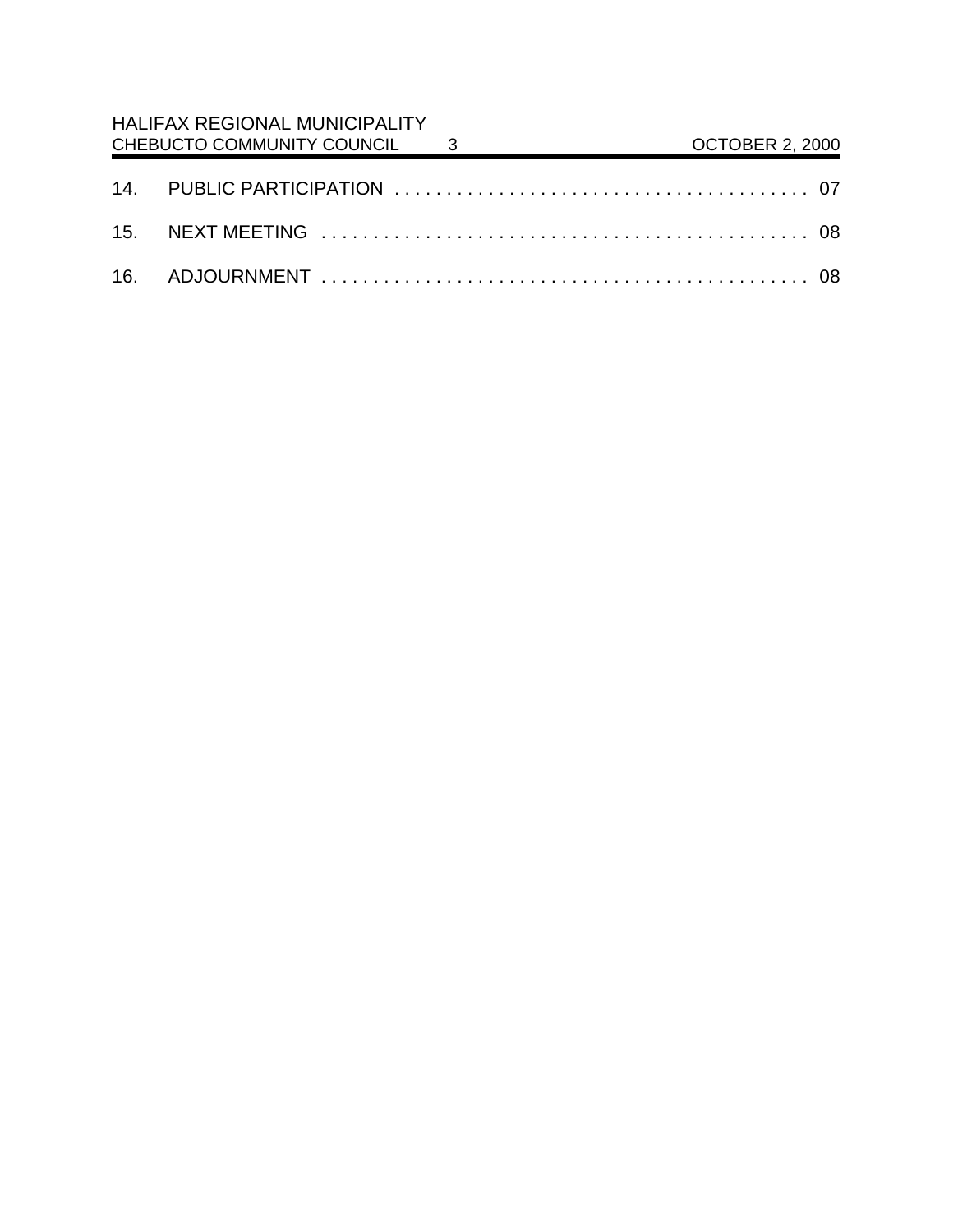14. PUBLIC PARTICIPATION . . . . . . . . . . . . . . . . . . . . . . . . . . . . . . . . . . . . . . . . 07

15. NEXT MEETING . . . . . . . . . . . . . . . . . . . . . . . . . . . . . . . . . . . . . . . . . . . . . . 08

16. ADJOURNMENT . . . . . . . . . . . . . . . . . . . . . . . . . . . . . . . . . . . . . . . . . . . . . 08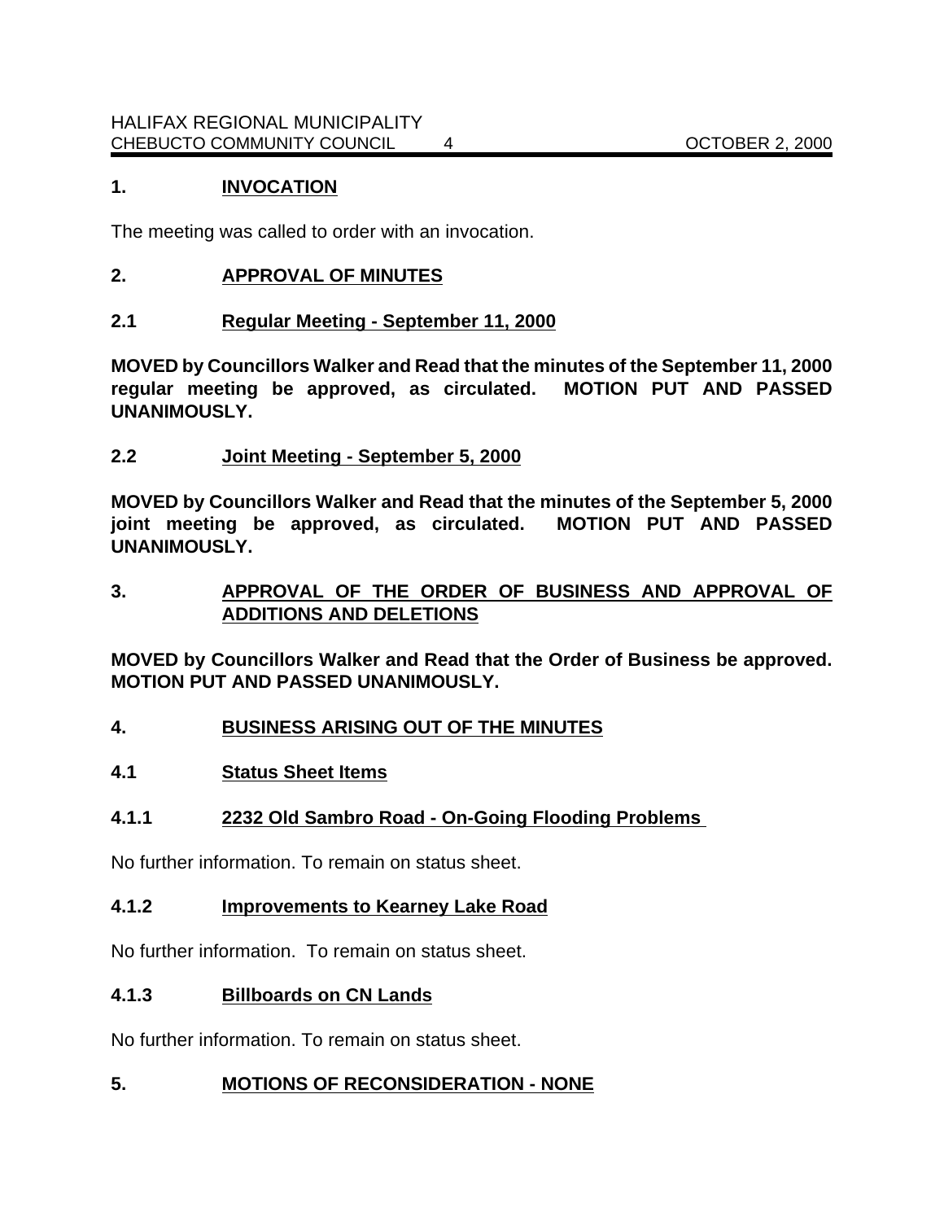## 1. INVOCATION

The meeting was called to order with an invocation.

## 2. APPROVAL OF MINUTES

### 2.1 Regular Meeting - September 11, 2000

**MOVED by Councillors Walker and Read that the minutes of the September 11, 2000 regular meeting be approved, as circulated. MOTION PUT AND PASSED UNANIMOUSLY.**

### 2.2 Joint Meeting - September 5, 2000

**MOVED by Councillors Walker and Read that the minutes of the September 5, 2000 joint meeting be approved, as circulated. MOTION PUT AND PASSED UNANIMOUSLY.**

## 3. APPROVAL OF THE ORDER OF BUSINESS AND APPROVAL OF ADDITIONS AND DELETIONS

**MOVED by Councillors Walker and Read that the Order of Business be approved. MOTION PUT AND PASSED UNANIMOUSLY.**

## 4. BUSINESS ARISING OUT OF THE MINUTES

### 4.1 Status Sheet Items

#### 4.1.1 2232 Old Sambro Road - On-Going Flooding Problems

No further information. To remain on status sheet.

#### 4.1.2 Improvements to Kearney Lake Road

No further information. To remain on status sheet.

#### 4.1.3 Billboards on CN Lands

No further information. To remain on status sheet.

## 5. MOTIONS OF RECONSIDERATION - NONE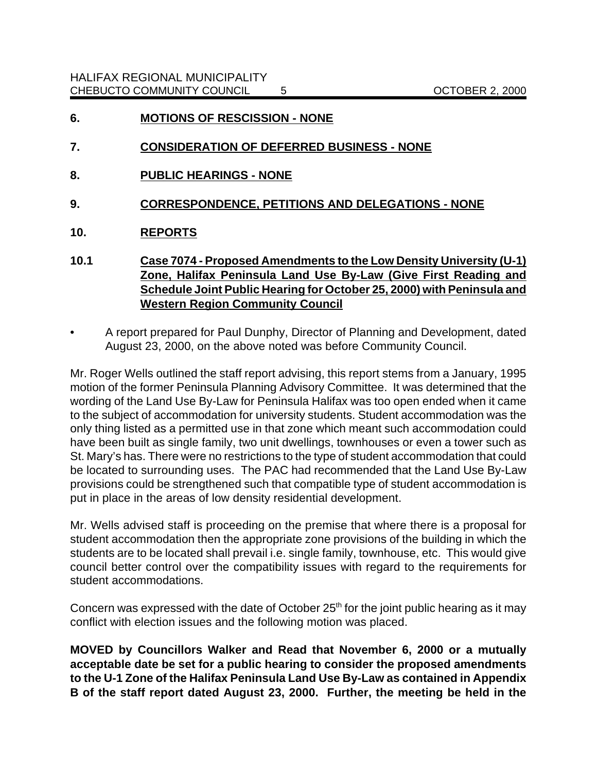## 6. MOTIONS OF RESCISSION - NONE

## 7. CONSIDERATION OF DEFERRED BUSINESS - NONE

## 8. PUBLIC HEARINGS - NONE

## 9. CORRESPONDENCE, PETITIONS AND DELEGATIONS - NONE

## 10. REPORTS

### 10.1 Case 7074 - Proposed Amendments to the Low Density University (U-1) Zone, Halifax Peninsula Land Use By-Law (Give First Reading and Schedule Joint Public Hearing for October 25, 2000) with Peninsula and Western Region Community Council

- A report prepared for Paul Dunphy, Director of Planning and Development, dated August 23, 2000, on the above noted was before Community Council.

Mr. Roger Wells outlined the staff report advising, this report stems from a January, 1995 motion of the former Peninsula Planning Advisory Committee. It was determined that the wording of the Land Use By-Law for Peninsula Halifax was too open ended when it came to the subject of accommodation for university students. Student accommodation was the only thing listed as a permitted use in that zone which meant such accommodation could have been built as single family, two unit dwellings, townhouses or even a tower such as St. Mary's has. There were no restrictions to the type of student accommodation that could be located to surrounding uses. The PAC had recommended that the Land Use By-Law provisions could be strengthened such that compatible type of student accommodation is put in place in the areas of low density residential development.

Mr. Wells advised staff is proceeding on the premise that where there is a proposal for student accommodation then the appropriate zone provisions of the building in which the students are to be located shall prevail i.e. single family, townhouse, etc. This would give council better control over the compatibility issues with regard to the requirements for student accommodations.

Concern was expressed with the date of October 25th for the joint public hearing as it may conflict with election issues and the following motion was placed.

**MOVED by Councillors Walker and Read that November 6, 2000 or a mutually acceptable date be set for a public hearing to consider the proposed amendments to the U-1 Zone of the Halifax Peninsula Land Use By-Law as contained in Appendix B of the staff report dated August 23, 2000. Further, the meeting be held in the**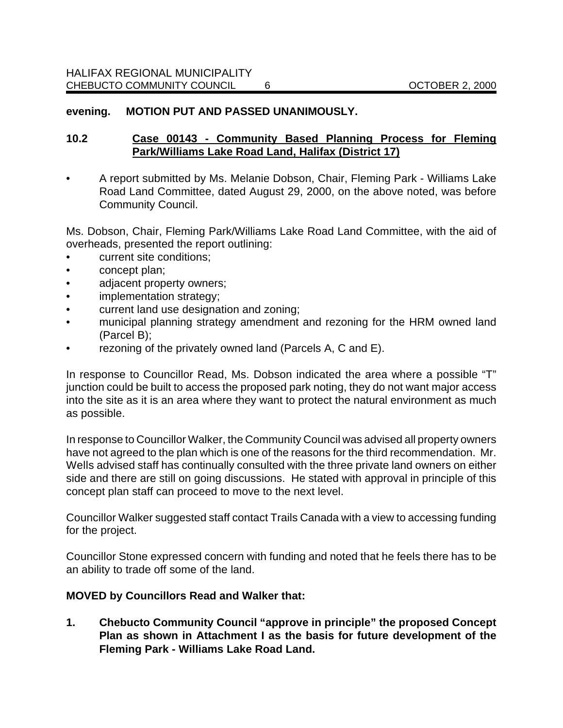**evening. MOTION PUT AND PASSED UNANIMOUSLY.**

### 10.2 Case 00143 - Community Based Planning Process for Fleming Park/Williams Lake Road Land, Halifax (District 17)

- A report submitted by Ms. Melanie Dobson, Chair, Fleming Park - Williams Lake Road Land Committee, dated August 29, 2000, on the above noted, was before Community Council.

Ms. Dobson, Chair, Fleming Park/Williams Lake Road Land Committee, with the aid of overheads, presented the report outlining:

- current site conditions;
- concept plan;
- adjacent property owners;
- implementation strategy;
- current land use designation and zoning;
- municipal planning strategy amendment and rezoning for the HRM owned land (Parcel B);
- rezoning of the privately owned land (Parcels A, C and E).

In response to Councillor Read, Ms. Dobson indicated the area where a possible "T" junction could be built to access the proposed park noting, they do not want major access into the site as it is an area where they want to protect the natural environment as much as possible.

In response to Councillor Walker, the Community Council was advised all property owners have not agreed to the plan which is one of the reasons for the third recommendation. Mr. Wells advised staff has continually consulted with the three private land owners on either side and there are still on going discussions. He stated with approval in principle of this concept plan staff can proceed to move to the next level.

Councillor Walker suggested staff contact Trails Canada with a view to accessing funding for the project.

Councillor Stone expressed concern with funding and noted that he feels there has to be an ability to trade off some of the land.

**MOVED by Councillors Read and Walker that:**

1. **Chebucto Community Council "approve in principle" the proposed Concept Plan as shown in Attachment I as the basis for future development of the Fleming Park - Williams Lake Road Land.**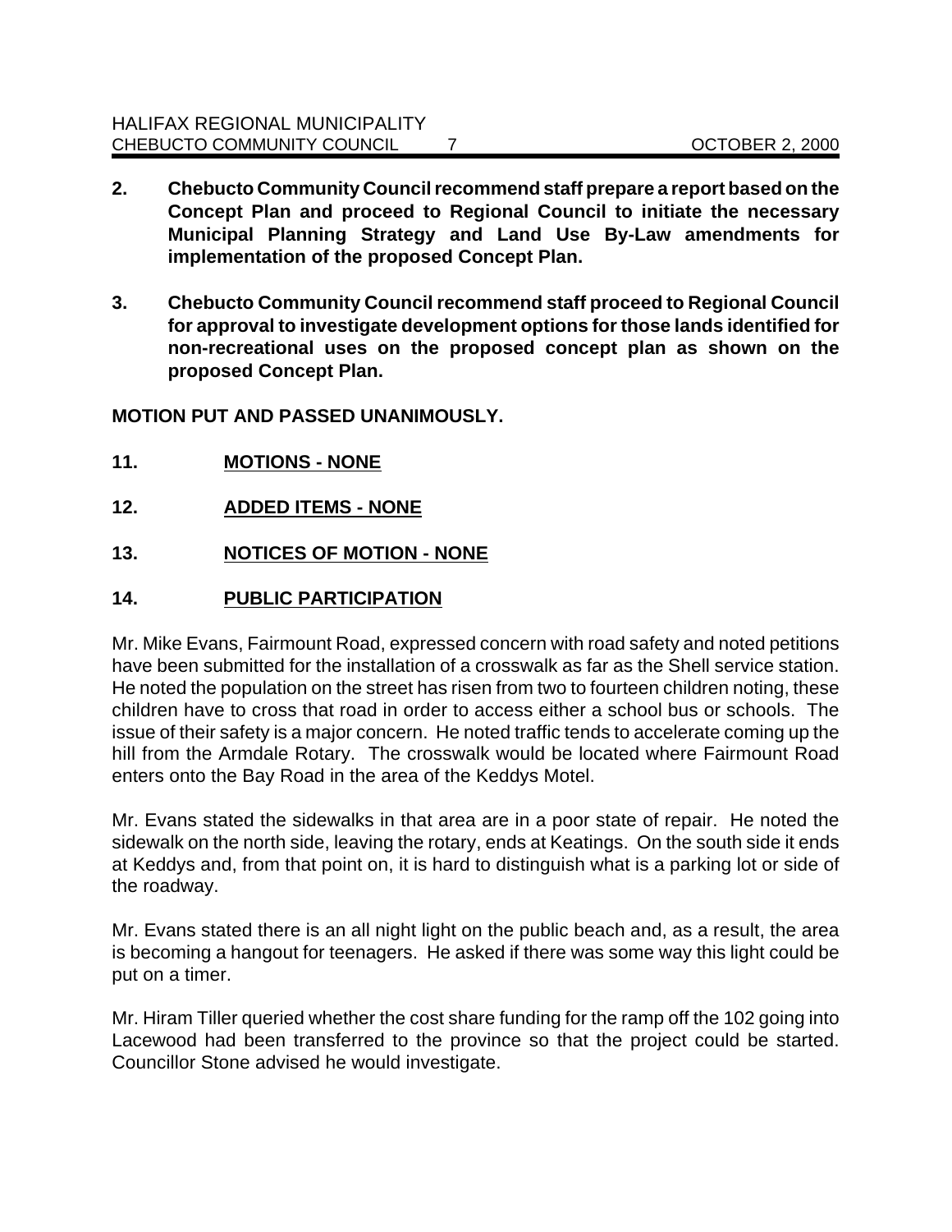**2. Chebucto Community Council recommend staff prepare a report based on the Concept Plan and proceed to Regional Council to initiate the necessary Municipal Planning Strategy and Land Use By-Law amendments for implementation of the proposed Concept Plan.**

**3. Chebucto Community Council recommend staff proceed to Regional Council for approval to investigate development options for those lands identified for non-recreational uses on the proposed concept plan as shown on the proposed Concept Plan.**

**MOTION PUT AND PASSED UNANIMOUSLY.**

## 11. MOTIONS - NONE

## 12. ADDED ITEMS - NONE

## 13. NOTICES OF MOTION - NONE

## 14. PUBLIC PARTICIPATION

Mr. Mike Evans, Fairmount Road, expressed concern with road safety and noted petitions have been submitted for the installation of a crosswalk as far as the Shell service station. He noted the population on the street has risen from two to fourteen children noting, these children have to cross that road in order to access either a school bus or schools. The issue of their safety is a major concern. He noted traffic tends to accelerate coming up the hill from the Armdale Rotary. The crosswalk would be located where Fairmount Road enters onto the Bay Road in the area of the Keddys Motel.

Mr. Evans stated the sidewalks in that area are in a poor state of repair. He noted the sidewalk on the north side, leaving the rotary, ends at Keatings. On the south side it ends at Keddys and, from that point on, it is hard to distinguish what is a parking lot or side of the roadway.

Mr. Evans stated there is an all night light on the public beach and, as a result, the area is becoming a hangout for teenagers. He asked if there was some way this light could be put on a timer.

Mr. Hiram Tiller queried whether the cost share funding for the ramp off the 102 going into Lacewood had been transferred to the province so that the project could be started. Councillor Stone advised he would investigate.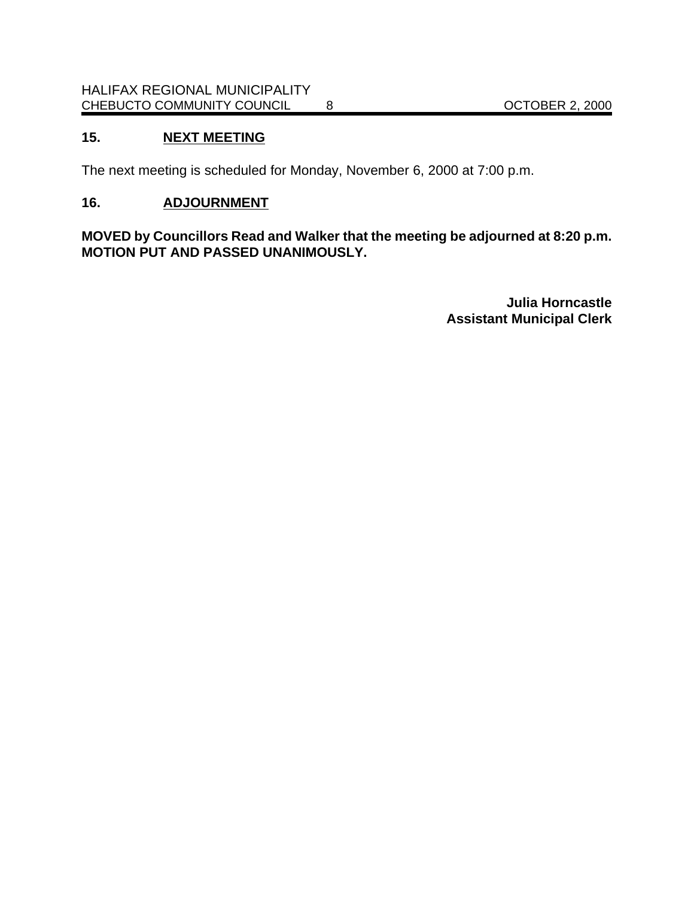## 15. NEXT MEETING

The next meeting is scheduled for Monday, November 6, 2000 at 7:00 p.m.

## 16. ADJOURNMENT

**MOVED by Councillors Read and Walker that the meeting be adjourned at 8:20 p.m. MOTION PUT AND PASSED UNANIMOUSLY.**

**Julia Horncastle**
**Assistant Municipal Clerk**